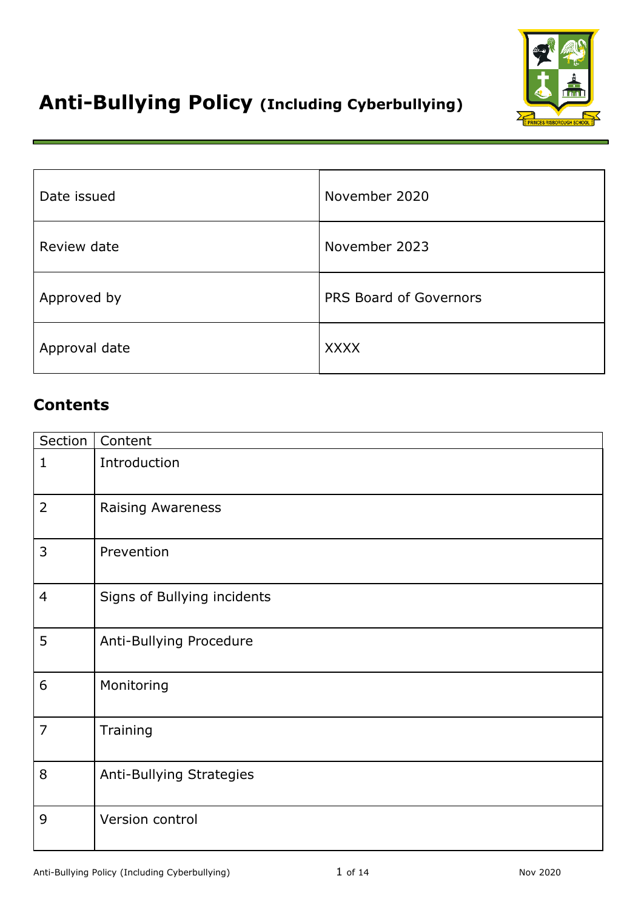# Anti-Bullying Policy (Including Cyberbullying)

| | |
|---|---|
| Date issued | November 2020 |
| Review date | November 2023 |
| Approved by | PRS Board of Governors |
| Approval date | XXXX |

## Contents

| Section | Content |
|---|---|
| 1 | Introduction |
| 2 | Raising Awareness |
| 3 | Prevention |
| 4 | Signs of Bullying incidents |
| 5 | Anti-Bullying Procedure |
| 6 | Monitoring |
| 7 | Training |
| 8 | Anti-Bullying Strategies |
| 9 | Version control |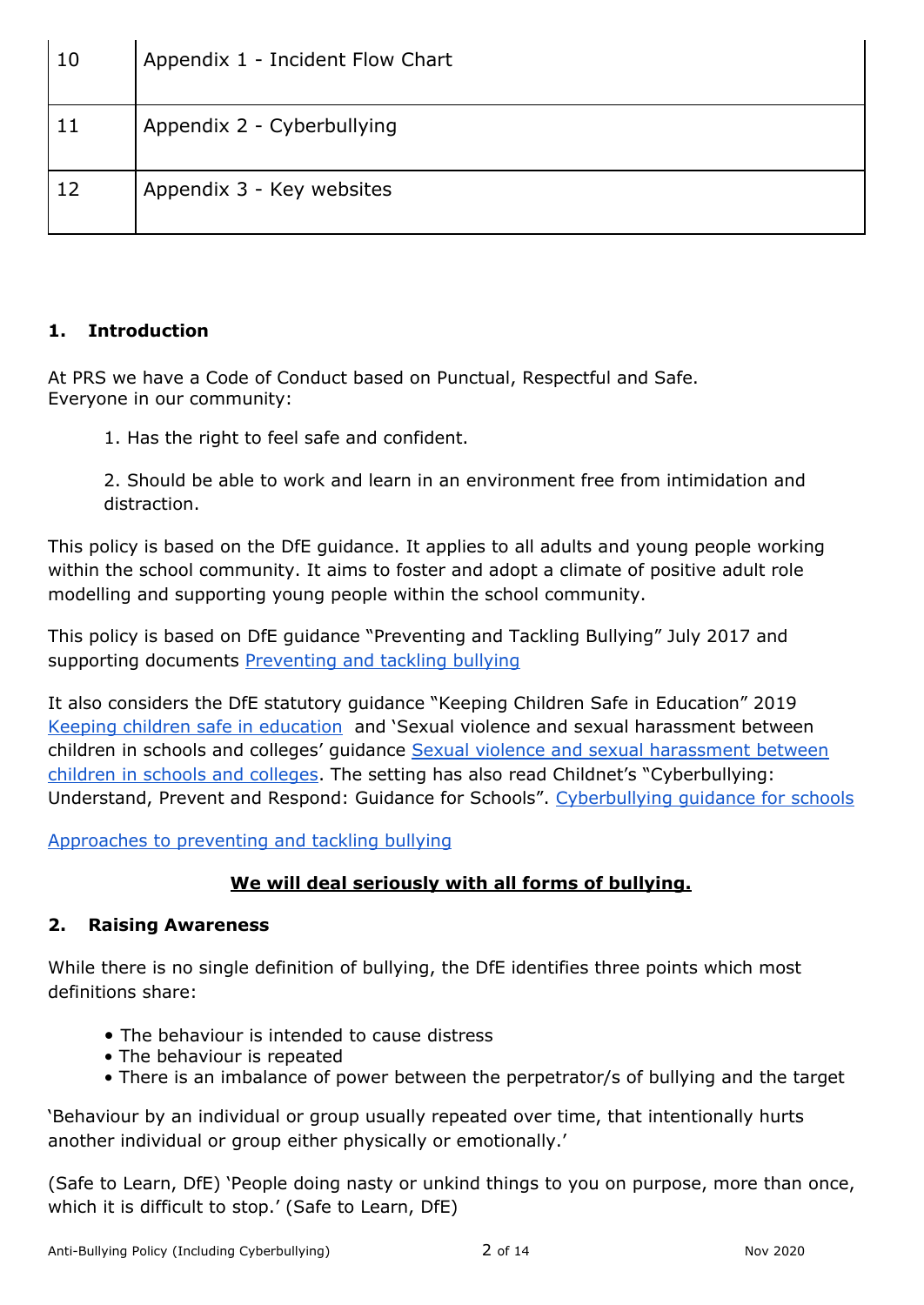| 10 | Appendix 1 - Incident Flow Chart |
|---|---|
| 11 | Appendix 2 - Cyberbullying |
| 12 | Appendix 3 - Key websites |

## 1. Introduction

At PRS we have a Code of Conduct based on Punctual, Respectful and Safe.
Everyone in our community:

1. Has the right to feel safe and confident.

2. Should be able to work and learn in an environment free from intimidation and distraction.

This policy is based on the DfE guidance. It applies to all adults and young people working within the school community. It aims to foster and adopt a climate of positive adult role modelling and supporting young people within the school community.

This policy is based on DfE guidance "Preventing and Tackling Bullying" July 2017 and supporting documents Preventing and tackling bullying

It also considers the DfE statutory guidance "Keeping Children Safe in Education" 2019 Keeping children safe in education and 'Sexual violence and sexual harassment between children in schools and colleges' guidance Sexual violence and sexual harassment between children in schools and colleges. The setting has also read Childnet's "Cyberbullying: Understand, Prevent and Respond: Guidance for Schools". Cyberbullying guidance for schools

Approaches to preventing and tackling bullying

**We will deal seriously with all forms of bullying.**

## 2. Raising Awareness

While there is no single definition of bullying, the DfE identifies three points which most definitions share:

- The behaviour is intended to cause distress
- The behaviour is repeated
- There is an imbalance of power between the perpetrator/s of bullying and the target

'Behaviour by an individual or group usually repeated over time, that intentionally hurts another individual or group either physically or emotionally.'

(Safe to Learn, DfE) 'People doing nasty or unkind things to you on purpose, more than once, which it is difficult to stop.' (Safe to Learn, DfE)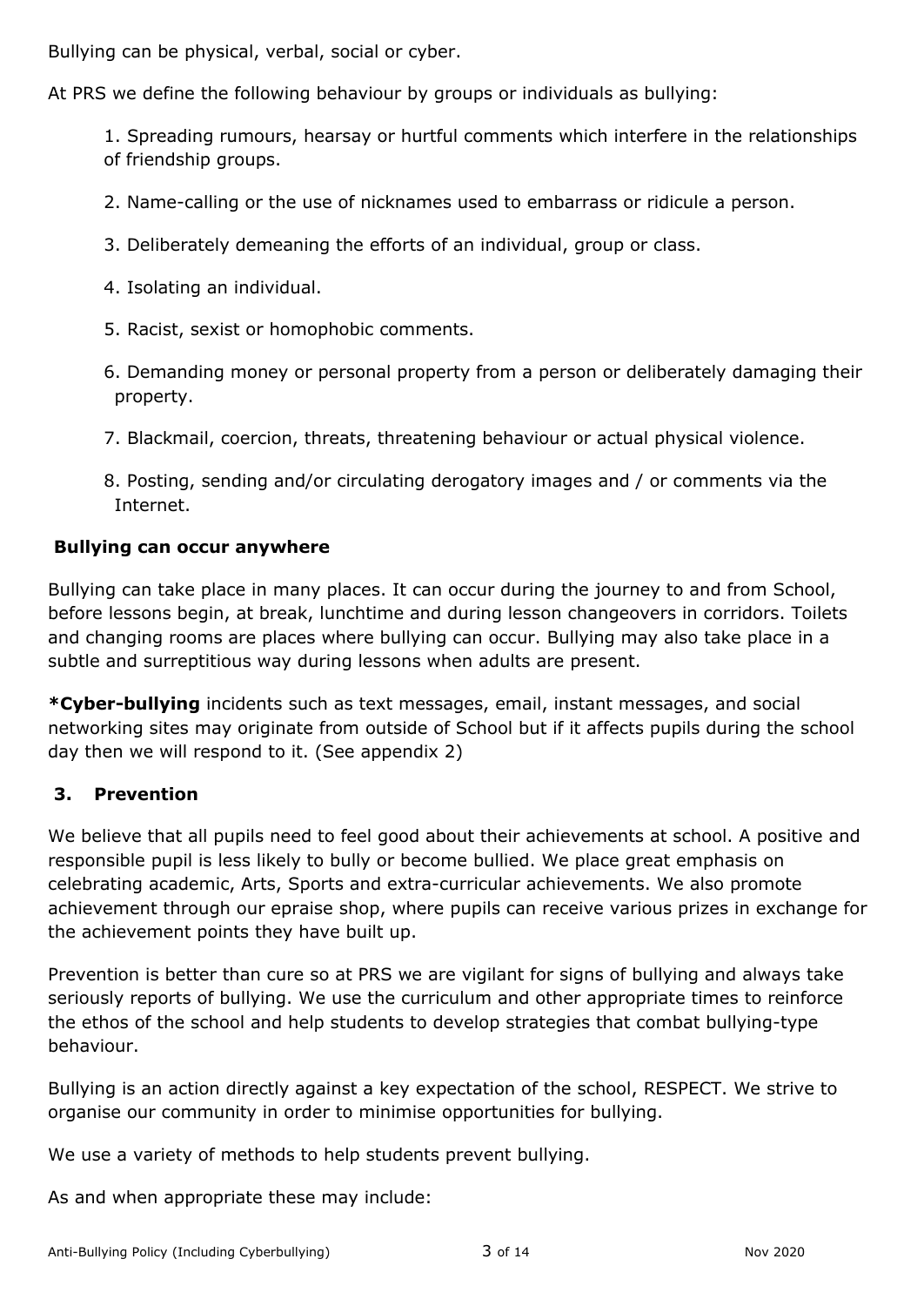Bullying can be physical, verbal, social or cyber.

At PRS we define the following behaviour by groups or individuals as bullying:

1. Spreading rumours, hearsay or hurtful comments which interfere in the relationships of friendship groups.
2. Name-calling or the use of nicknames used to embarrass or ridicule a person.
3. Deliberately demeaning the efforts of an individual, group or class.
4. Isolating an individual.
5. Racist, sexist or homophobic comments.
6. Demanding money or personal property from a person or deliberately damaging their property.
7. Blackmail, coercion, threats, threatening behaviour or actual physical violence.
8. Posting, sending and/or circulating derogatory images and / or comments via the Internet.

**Bullying can occur anywhere**

Bullying can take place in many places. It can occur during the journey to and from School, before lessons begin, at break, lunchtime and during lesson changeovers in corridors. Toilets and changing rooms are places where bullying can occur. Bullying may also take place in a subtle and surreptitious way during lessons when adults are present.

**\*Cyber-bullying** incidents such as text messages, email, instant messages, and social networking sites may originate from outside of School but if it affects pupils during the school day then we will respond to it. (See appendix 2)

## 3. Prevention

We believe that all pupils need to feel good about their achievements at school. A positive and responsible pupil is less likely to bully or become bullied. We place great emphasis on celebrating academic, Arts, Sports and extra-curricular achievements. We also promote achievement through our epraise shop, where pupils can receive various prizes in exchange for the achievement points they have built up.

Prevention is better than cure so at PRS we are vigilant for signs of bullying and always take seriously reports of bullying. We use the curriculum and other appropriate times to reinforce the ethos of the school and help students to develop strategies that combat bullying-type behaviour.

Bullying is an action directly against a key expectation of the school, RESPECT. We strive to organise our community in order to minimise opportunities for bullying.

We use a variety of methods to help students prevent bullying.

As and when appropriate these may include: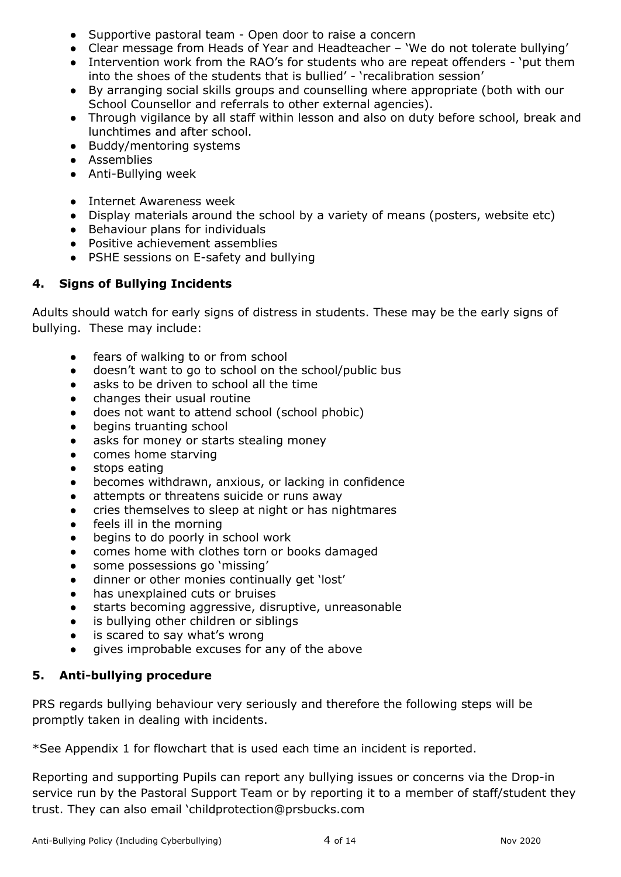- Supportive pastoral team - Open door to raise a concern
- Clear message from Heads of Year and Headteacher – 'We do not tolerate bullying'
- Intervention work from the RAO's for students who are repeat offenders - 'put them into the shoes of the students that is bullied' - 'recalibration session'
- By arranging social skills groups and counselling where appropriate (both with our School Counsellor and referrals to other external agencies).
- Through vigilance by all staff within lesson and also on duty before school, break and lunchtimes and after school.
- Buddy/mentoring systems
- Assemblies
- Anti-Bullying week
- Internet Awareness week
- Display materials around the school by a variety of means (posters, website etc)
- Behaviour plans for individuals
- Positive achievement assemblies
- PSHE sessions on E-safety and bullying

## 4. Signs of Bullying Incidents

Adults should watch for early signs of distress in students. These may be the early signs of bullying. These may include:

- fears of walking to or from school
- doesn't want to go to school on the school/public bus
- asks to be driven to school all the time
- changes their usual routine
- does not want to attend school (school phobic)
- begins truanting school
- asks for money or starts stealing money
- comes home starving
- stops eating
- becomes withdrawn, anxious, or lacking in confidence
- attempts or threatens suicide or runs away
- cries themselves to sleep at night or has nightmares
- feels ill in the morning
- begins to do poorly in school work
- comes home with clothes torn or books damaged
- some possessions go 'missing'
- dinner or other monies continually get 'lost'
- has unexplained cuts or bruises
- starts becoming aggressive, disruptive, unreasonable
- is bullying other children or siblings
- is scared to say what's wrong
- gives improbable excuses for any of the above

## 5. Anti-bullying procedure

PRS regards bullying behaviour very seriously and therefore the following steps will be promptly taken in dealing with incidents.

*See Appendix 1 for flowchart that is used each time an incident is reported.

Reporting and supporting Pupils can report any bullying issues or concerns via the Drop-in service run by the Pastoral Support Team or by reporting it to a member of staff/student they trust. They can also email 'childprotection@prsbucks.com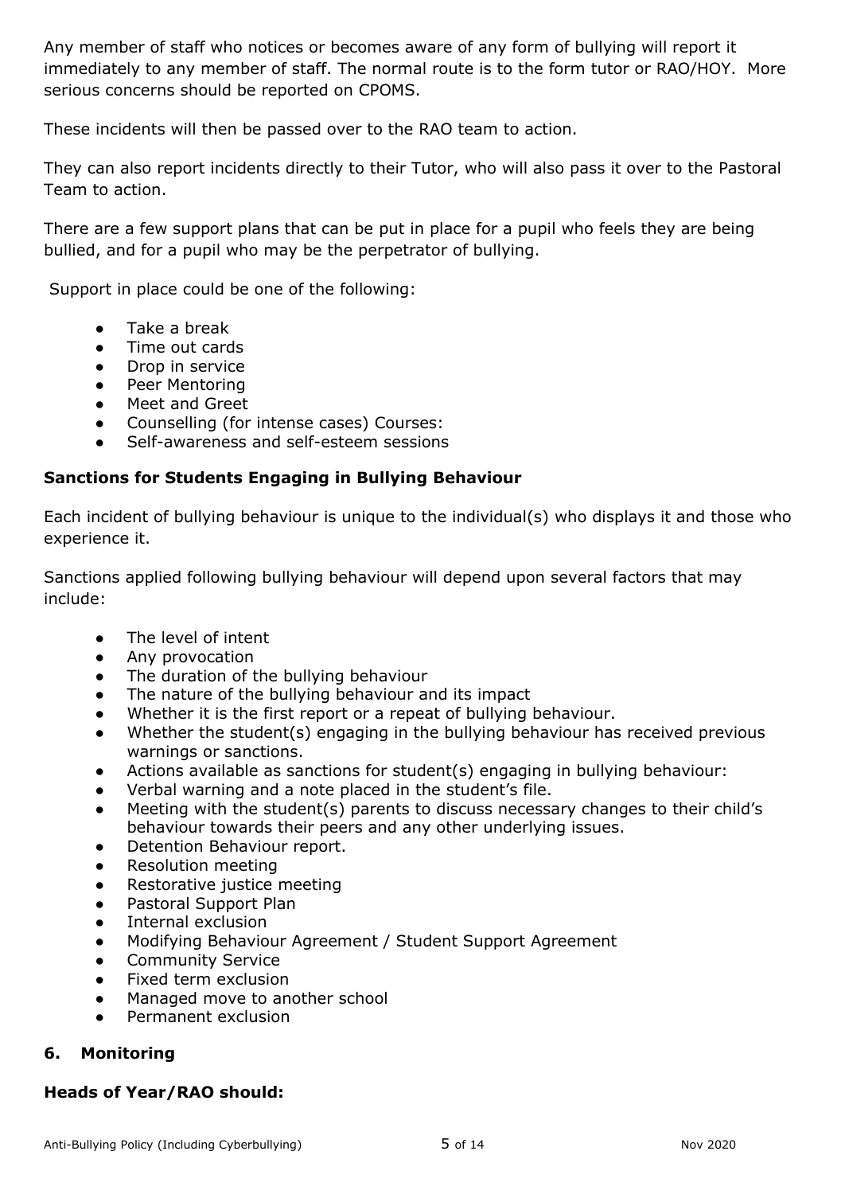Any member of staff who notices or becomes aware of any form of bullying will report it immediately to any member of staff. The normal route is to the form tutor or RAO/HOY. More serious concerns should be reported on CPOMS.

These incidents will then be passed over to the RAO team to action.

They can also report incidents directly to their Tutor, who will also pass it over to the Pastoral Team to action.

There are a few support plans that can be put in place for a pupil who feels they are being bullied, and for a pupil who may be the perpetrator of bullying.

Support in place could be one of the following:

- Take a break
- Time out cards
- Drop in service
- Peer Mentoring
- Meet and Greet
- Counselling (for intense cases) Courses:
- Self-awareness and self-esteem sessions

**Sanctions for Students Engaging in Bullying Behaviour**

Each incident of bullying behaviour is unique to the individual(s) who displays it and those who experience it.

Sanctions applied following bullying behaviour will depend upon several factors that may include:

- The level of intent
- Any provocation
- The duration of the bullying behaviour
- The nature of the bullying behaviour and its impact
- Whether it is the first report or a repeat of bullying behaviour.
- Whether the student(s) engaging in the bullying behaviour has received previous warnings or sanctions.
- Actions available as sanctions for student(s) engaging in bullying behaviour:
- Verbal warning and a note placed in the student's file.
- Meeting with the student(s) parents to discuss necessary changes to their child's behaviour towards their peers and any other underlying issues.
- Detention Behaviour report.
- Resolution meeting
- Restorative justice meeting
- Pastoral Support Plan
- Internal exclusion
- Modifying Behaviour Agreement / Student Support Agreement
- Community Service
- Fixed term exclusion
- Managed move to another school
- Permanent exclusion

## 6. Monitoring

**Heads of Year/RAO should:**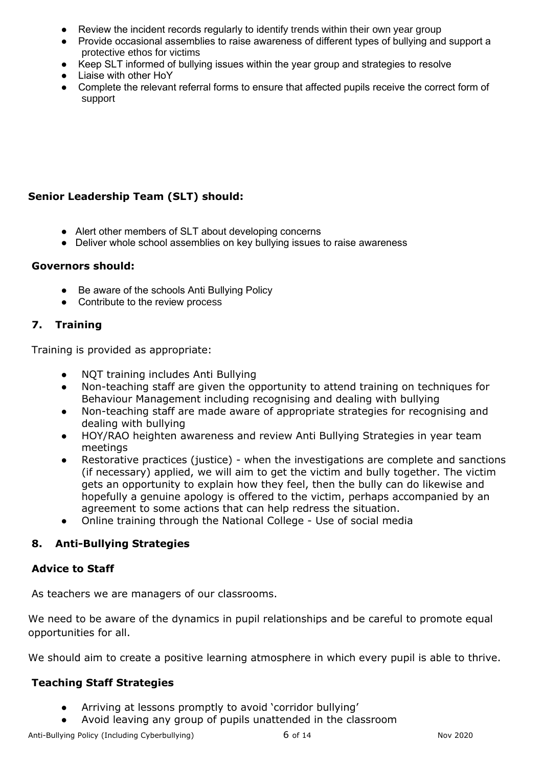- Review the incident records regularly to identify trends within their own year group
- Provide occasional assemblies to raise awareness of different types of bullying and support a protective ethos for victims
- Keep SLT informed of bullying issues within the year group and strategies to resolve
- Liaise with other HoY
- Complete the relevant referral forms to ensure that affected pupils receive the correct form of support

**Senior Leadership Team (SLT) should:**

- Alert other members of SLT about developing concerns
- Deliver whole school assemblies on key bullying issues to raise awareness

**Governors should:**

- Be aware of the schools Anti Bullying Policy
- Contribute to the review process

## 7. Training

Training is provided as appropriate:

- NQT training includes Anti Bullying
- Non-teaching staff are given the opportunity to attend training on techniques for Behaviour Management including recognising and dealing with bullying
- Non-teaching staff are made aware of appropriate strategies for recognising and dealing with bullying
- HOY/RAO heighten awareness and review Anti Bullying Strategies in year team meetings
- Restorative practices (justice) - when the investigations are complete and sanctions (if necessary) applied, we will aim to get the victim and bully together. The victim gets an opportunity to explain how they feel, then the bully can do likewise and hopefully a genuine apology is offered to the victim, perhaps accompanied by an agreement to some actions that can help redress the situation.
- Online training through the National College - Use of social media

## 8. Anti-Bullying Strategies

**Advice to Staff**

As teachers we are managers of our classrooms.

We need to be aware of the dynamics in pupil relationships and be careful to promote equal opportunities for all.

We should aim to create a positive learning atmosphere in which every pupil is able to thrive.

**Teaching Staff Strategies**

- Arriving at lessons promptly to avoid 'corridor bullying'
- Avoid leaving any group of pupils unattended in the classroom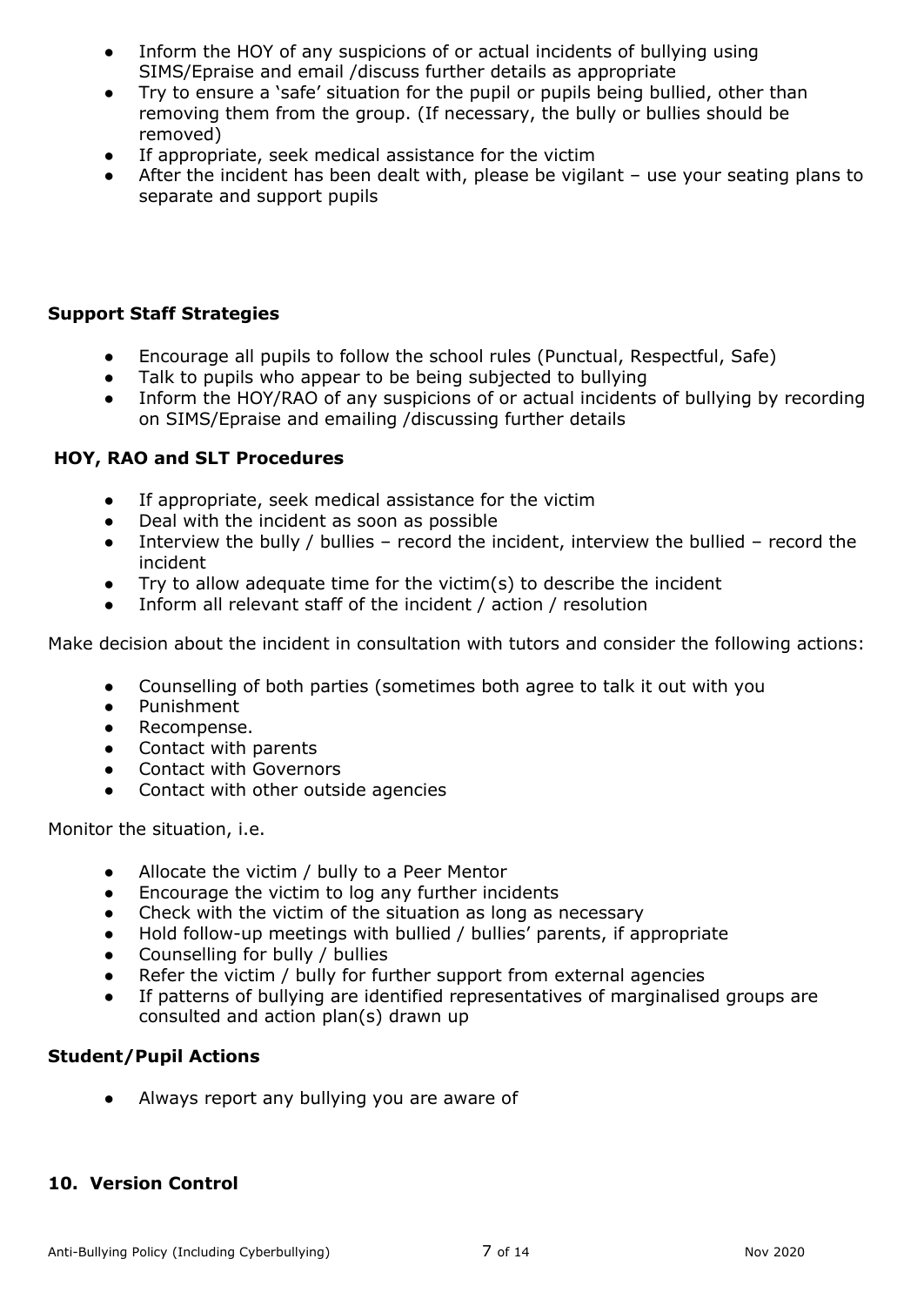- Inform the HOY of any suspicions of or actual incidents of bullying using SIMS/Epraise and email /discuss further details as appropriate
- Try to ensure a 'safe' situation for the pupil or pupils being bullied, other than removing them from the group. (If necessary, the bully or bullies should be removed)
- If appropriate, seek medical assistance for the victim
- After the incident has been dealt with, please be vigilant – use your seating plans to separate and support pupils

**Support Staff Strategies**

- Encourage all pupils to follow the school rules (Punctual, Respectful, Safe)
- Talk to pupils who appear to be being subjected to bullying
- Inform the HOY/RAO of any suspicions of or actual incidents of bullying by recording on SIMS/Epraise and emailing /discussing further details

**HOY, RAO and SLT Procedures**

- If appropriate, seek medical assistance for the victim
- Deal with the incident as soon as possible
- Interview the bully / bullies – record the incident, interview the bullied – record the incident
- Try to allow adequate time for the victim(s) to describe the incident
- Inform all relevant staff of the incident / action / resolution

Make decision about the incident in consultation with tutors and consider the following actions:

- Counselling of both parties (sometimes both agree to talk it out with you
- Punishment
- Recompense.
- Contact with parents
- Contact with Governors
- Contact with other outside agencies

Monitor the situation, i.e.

- Allocate the victim / bully to a Peer Mentor
- Encourage the victim to log any further incidents
- Check with the victim of the situation as long as necessary
- Hold follow-up meetings with bullied / bullies' parents, if appropriate
- Counselling for bully / bullies
- Refer the victim / bully for further support from external agencies
- If patterns of bullying are identified representatives of marginalised groups are consulted and action plan(s) drawn up

**Student/Pupil Actions**

- Always report any bullying you are aware of

## 10. Version Control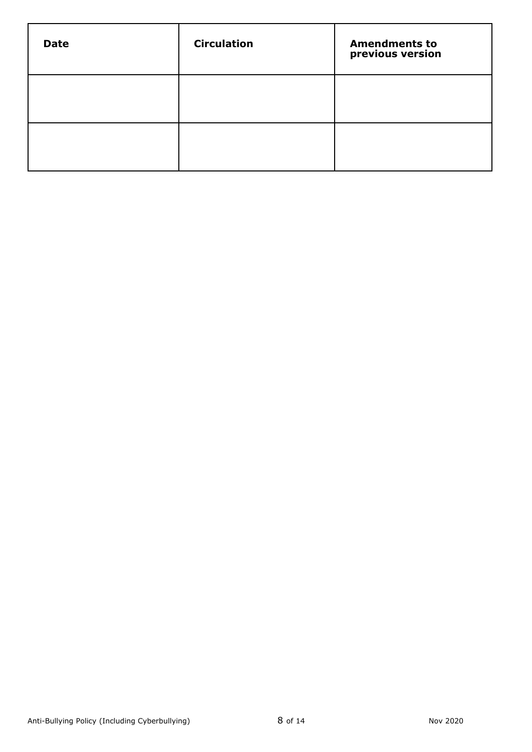| Date | Circulation | Amendments to previous version |
| --- | --- | --- |
| | | |
| | | |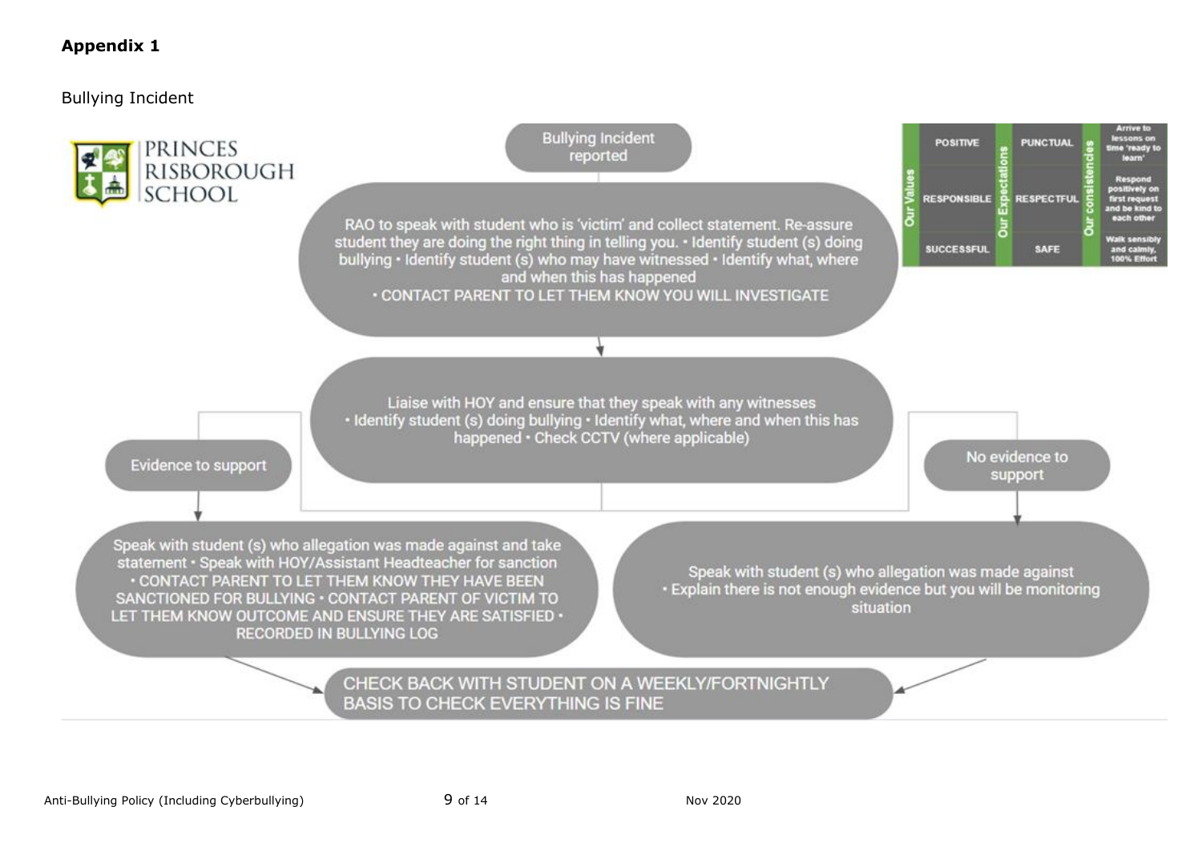**Appendix 1**

Bullying Incident

PRINCES RISBOROUGH SCHOOL

| Our Values | | Our Expectations | | Our consistencies | |
|---|---|---|---|---|---|
| | POSITIVE | | PUNCTUAL | | Arrive to lessons on time 'ready to learn' |
| | RESPONSIBLE | | RESPECTFUL | | Respond positively on first request and be kind to each other |
| | SUCCESSFUL | | SAFE | | Walk sensibly and calmly, 100% Effort |

Bullying Incident reported

RAO to speak with student who is 'victim' and collect statement. Re-assure student they are doing the right thing in telling you. • Identify student (s) doing bullying • Identify student (s) who may have witnessed • Identify what, where and when this has happened
• CONTACT PARENT TO LET THEM KNOW YOU WILL INVESTIGATE

Liaise with HOY and ensure that they speak with any witnesses
• Identify student (s) doing bullying • Identify what, where and when this has happened • Check CCTV (where applicable)

Evidence to support

Speak with student (s) who allegation was made against and take statement • Speak with HOY/Assistant Headteacher for sanction
• CONTACT PARENT TO LET THEM KNOW THEY HAVE BEEN SANCTIONED FOR BULLYING • CONTACT PARENT OF VICTIM TO LET THEM KNOW OUTCOME AND ENSURE THEY ARE SATISFIED • RECORDED IN BULLYING LOG

No evidence to support

Speak with student (s) who allegation was made against
• Explain there is not enough evidence but you will be monitoring situation

CHECK BACK WITH STUDENT ON A WEEKLY/FORTNIGHTLY BASIS TO CHECK EVERYTHING IS FINE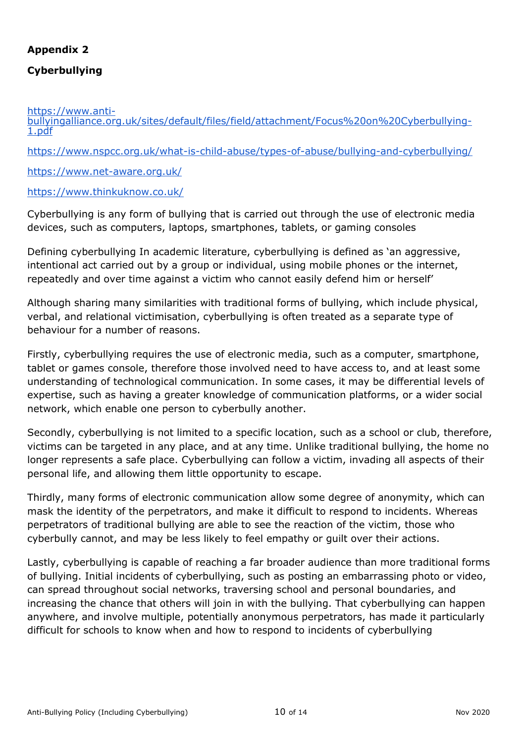**Appendix 2**

**Cyberbullying**

https://www.anti-bullyingalliance.org.uk/sites/default/files/field/attachment/Focus%20on%20Cyberbullying-1.pdf

https://www.nspcc.org.uk/what-is-child-abuse/types-of-abuse/bullying-and-cyberbullying/

https://www.net-aware.org.uk/

https://www.thinkuknow.co.uk/

Cyberbullying is any form of bullying that is carried out through the use of electronic media devices, such as computers, laptops, smartphones, tablets, or gaming consoles

Defining cyberbullying In academic literature, cyberbullying is defined as 'an aggressive, intentional act carried out by a group or individual, using mobile phones or the internet, repeatedly and over time against a victim who cannot easily defend him or herself'

Although sharing many similarities with traditional forms of bullying, which include physical, verbal, and relational victimisation, cyberbullying is often treated as a separate type of behaviour for a number of reasons.

Firstly, cyberbullying requires the use of electronic media, such as a computer, smartphone, tablet or games console, therefore those involved need to have access to, and at least some understanding of technological communication. In some cases, it may be differential levels of expertise, such as having a greater knowledge of communication platforms, or a wider social network, which enable one person to cyberbully another.

Secondly, cyberbullying is not limited to a specific location, such as a school or club, therefore, victims can be targeted in any place, and at any time. Unlike traditional bullying, the home no longer represents a safe place. Cyberbullying can follow a victim, invading all aspects of their personal life, and allowing them little opportunity to escape.

Thirdly, many forms of electronic communication allow some degree of anonymity, which can mask the identity of the perpetrators, and make it difficult to respond to incidents. Whereas perpetrators of traditional bullying are able to see the reaction of the victim, those who cyberbully cannot, and may be less likely to feel empathy or guilt over their actions.

Lastly, cyberbullying is capable of reaching a far broader audience than more traditional forms of bullying. Initial incidents of cyberbullying, such as posting an embarrassing photo or video, can spread throughout social networks, traversing school and personal boundaries, and increasing the chance that others will join in with the bullying. That cyberbullying can happen anywhere, and involve multiple, potentially anonymous perpetrators, has made it particularly difficult for schools to know when and how to respond to incidents of cyberbullying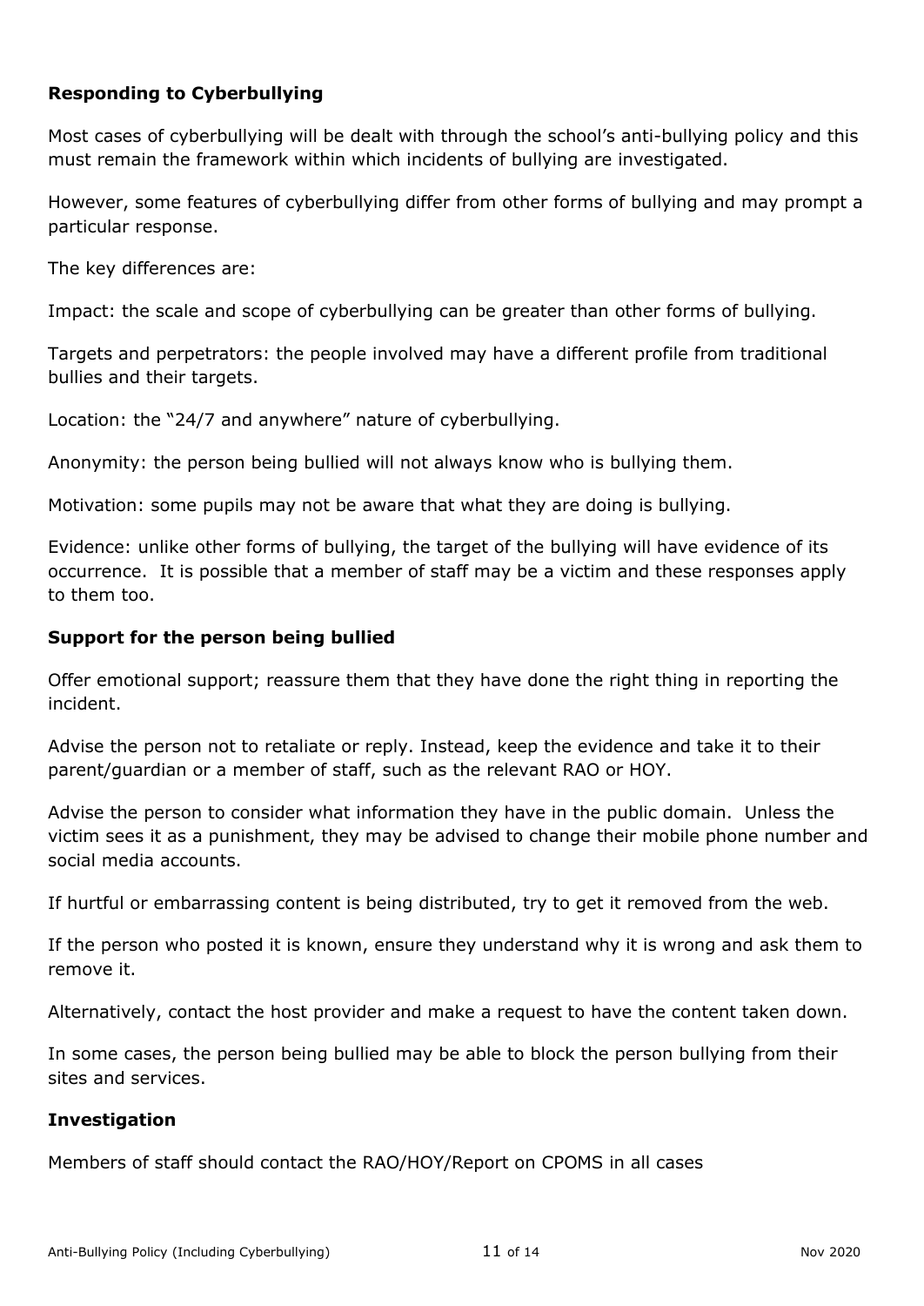**Responding to Cyberbullying**

Most cases of cyberbullying will be dealt with through the school's anti-bullying policy and this must remain the framework within which incidents of bullying are investigated.

However, some features of cyberbullying differ from other forms of bullying and may prompt a particular response.

The key differences are:

Impact: the scale and scope of cyberbullying can be greater than other forms of bullying.

Targets and perpetrators: the people involved may have a different profile from traditional bullies and their targets.

Location: the "24/7 and anywhere" nature of cyberbullying.

Anonymity: the person being bullied will not always know who is bullying them.

Motivation: some pupils may not be aware that what they are doing is bullying.

Evidence: unlike other forms of bullying, the target of the bullying will have evidence of its occurrence. It is possible that a member of staff may be a victim and these responses apply to them too.

**Support for the person being bullied**

Offer emotional support; reassure them that they have done the right thing in reporting the incident.

Advise the person not to retaliate or reply. Instead, keep the evidence and take it to their parent/guardian or a member of staff, such as the relevant RAO or HOY.

Advise the person to consider what information they have in the public domain. Unless the victim sees it as a punishment, they may be advised to change their mobile phone number and social media accounts.

If hurtful or embarrassing content is being distributed, try to get it removed from the web.

If the person who posted it is known, ensure they understand why it is wrong and ask them to remove it.

Alternatively, contact the host provider and make a request to have the content taken down.

In some cases, the person being bullied may be able to block the person bullying from their sites and services.

**Investigation**

Members of staff should contact the RAO/HOY/Report on CPOMS in all cases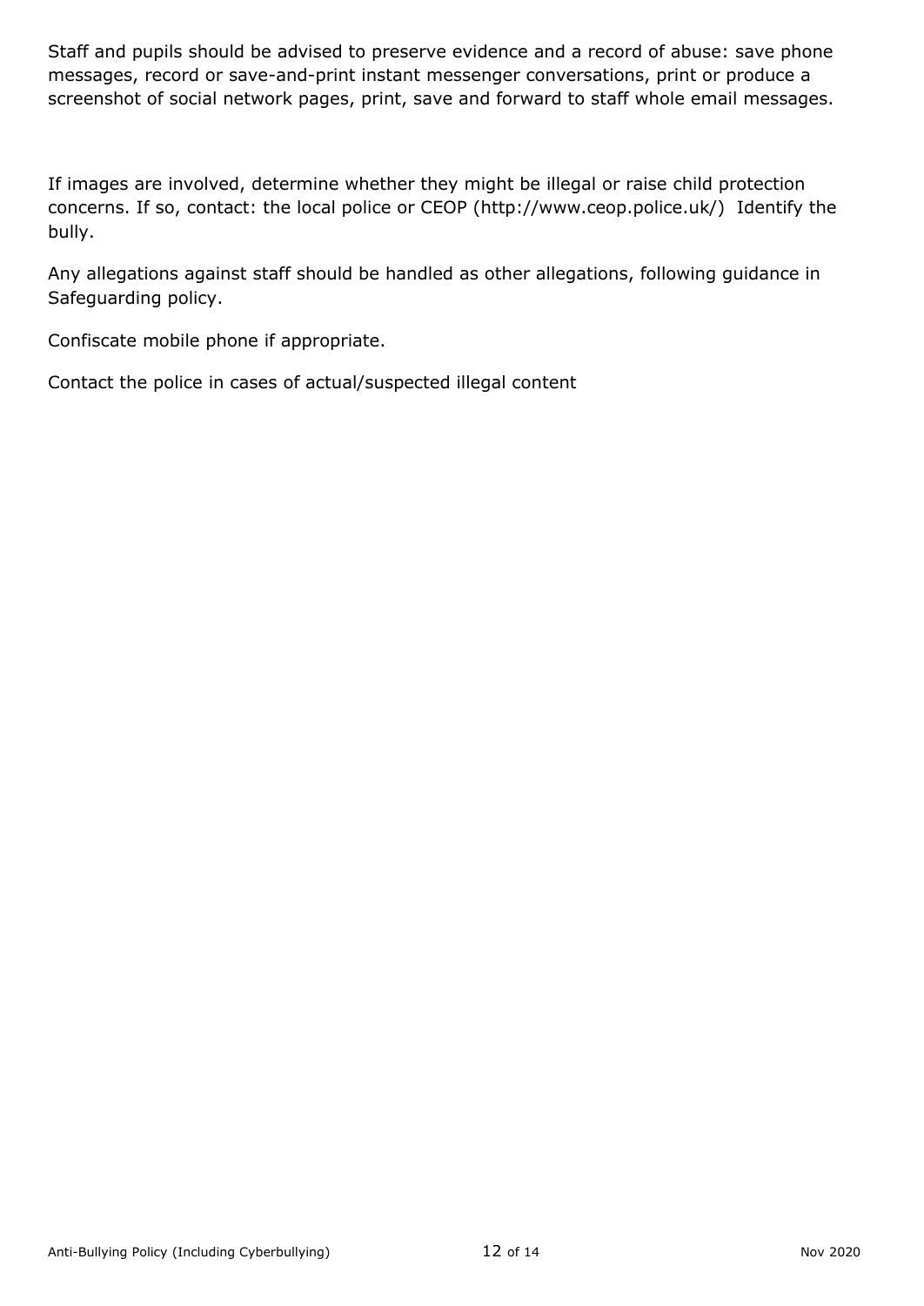Staff and pupils should be advised to preserve evidence and a record of abuse: save phone messages, record or save-and-print instant messenger conversations, print or produce a screenshot of social network pages, print, save and forward to staff whole email messages.

If images are involved, determine whether they might be illegal or raise child protection concerns. If so, contact: the local police or CEOP (http://www.ceop.police.uk/)  Identify the bully.

Any allegations against staff should be handled as other allegations, following guidance in Safeguarding policy.

Confiscate mobile phone if appropriate.

Contact the police in cases of actual/suspected illegal content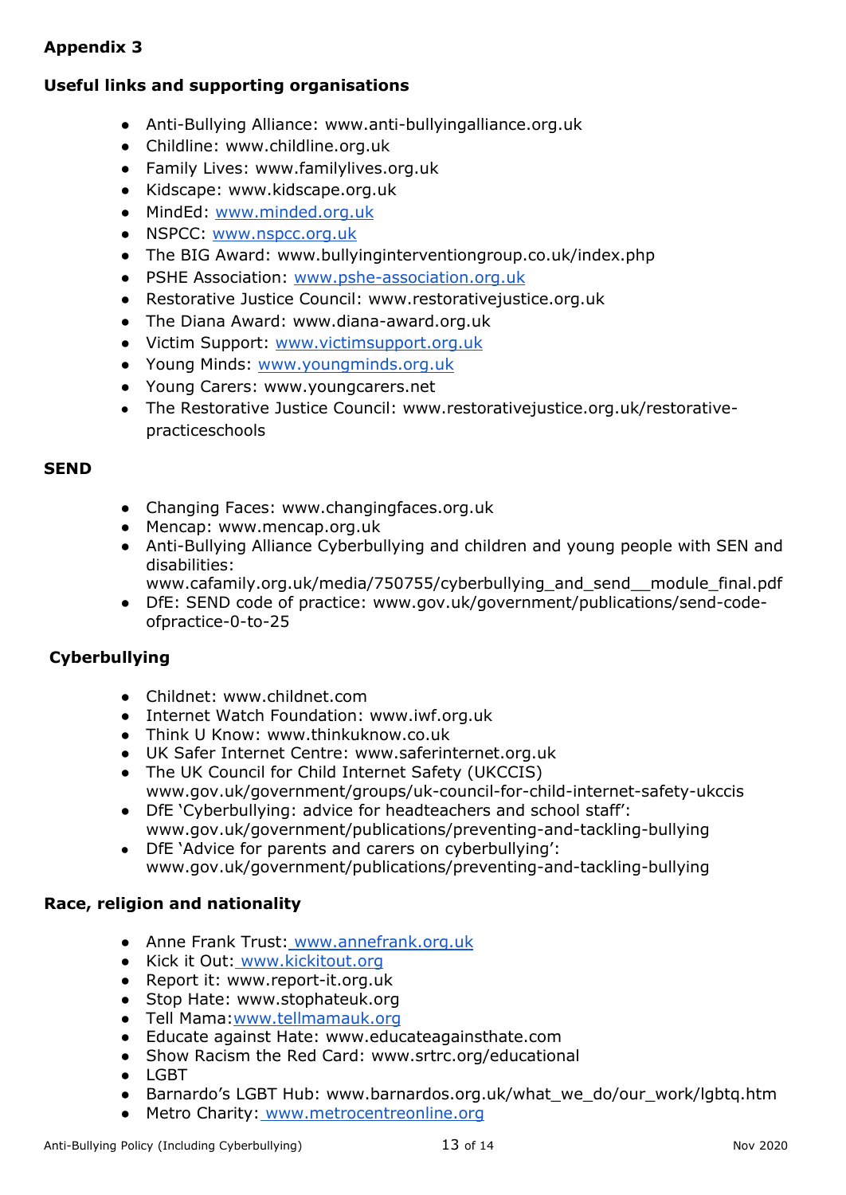## Appendix 3

### Useful links and supporting organisations

- Anti-Bullying Alliance: www.anti-bullyingalliance.org.uk
- Childline: www.childline.org.uk
- Family Lives: www.familylives.org.uk
- Kidscape: www.kidscape.org.uk
- MindEd: www.minded.org.uk
- NSPCC: www.nspcc.org.uk
- The BIG Award: www.bullyinginterventiongroup.co.uk/index.php
- PSHE Association: www.pshe-association.org.uk
- Restorative Justice Council: www.restorativejustice.org.uk
- The Diana Award: www.diana-award.org.uk
- Victim Support: www.victimsupport.org.uk
- Young Minds: www.youngminds.org.uk
- Young Carers: www.youngcarers.net
- The Restorative Justice Council: www.restorativejustice.org.uk/restorative-practiceschools

### SEND

- Changing Faces: www.changingfaces.org.uk
- Mencap: www.mencap.org.uk
- Anti-Bullying Alliance Cyberbullying and children and young people with SEN and disabilities: www.cafamily.org.uk/media/750755/cyberbullying_and_send__module_final.pdf
- DfE: SEND code of practice: www.gov.uk/government/publications/send-code-ofpractice-0-to-25

### Cyberbullying

- Childnet: www.childnet.com
- Internet Watch Foundation: www.iwf.org.uk
- Think U Know: www.thinkuknow.co.uk
- UK Safer Internet Centre: www.saferinternet.org.uk
- The UK Council for Child Internet Safety (UKCCIS) www.gov.uk/government/groups/uk-council-for-child-internet-safety-ukccis
- DfE 'Cyberbullying: advice for headteachers and school staff': www.gov.uk/government/publications/preventing-and-tackling-bullying
- DfE 'Advice for parents and carers on cyberbullying': www.gov.uk/government/publications/preventing-and-tackling-bullying

### Race, religion and nationality

- Anne Frank Trust: www.annefrank.org.uk
- Kick it Out: www.kickitout.org
- Report it: www.report-it.org.uk
- Stop Hate: www.stophateuk.org
- Tell Mama: www.tellmamauk.org
- Educate against Hate: www.educateagainsthate.com
- Show Racism the Red Card: www.srtrc.org/educational
- LGBT
- Barnardo's LGBT Hub: www.barnardos.org.uk/what_we_do/our_work/lgbtq.htm
- Metro Charity: www.metrocentreonline.org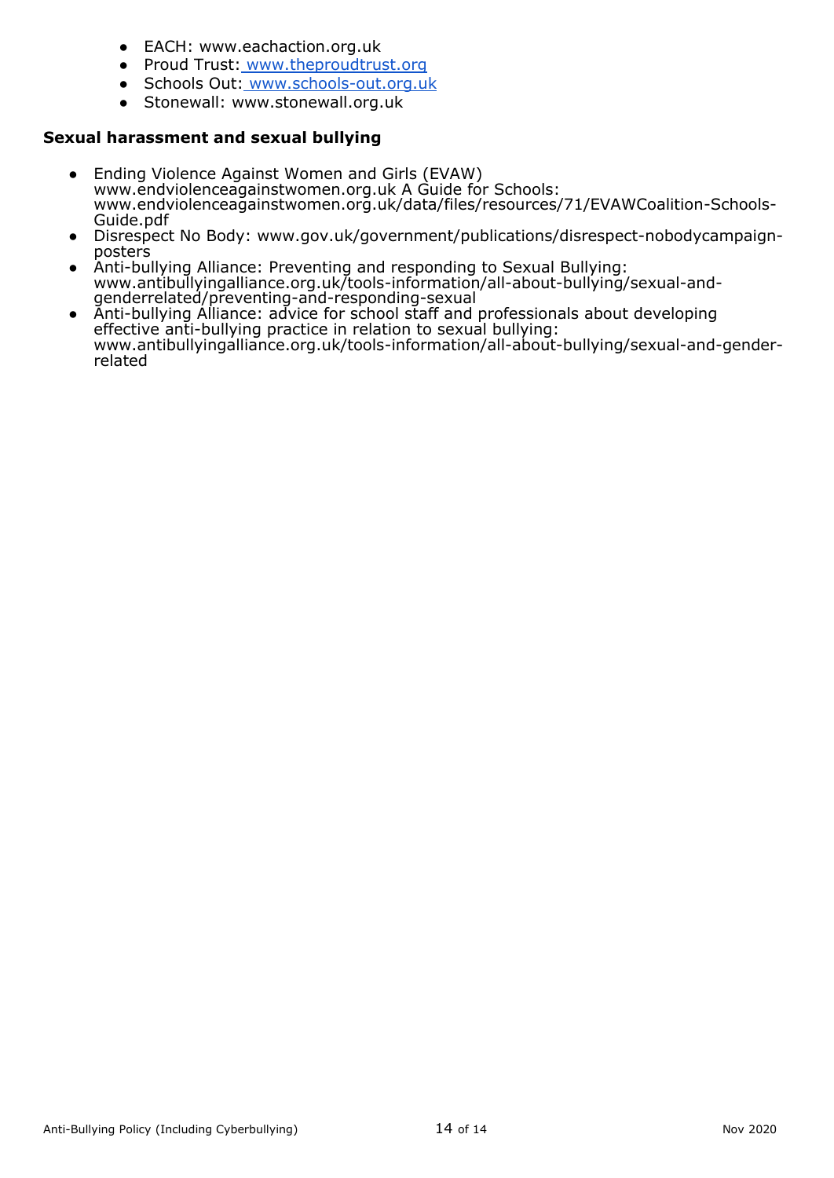- EACH: www.eachaction.org.uk
- Proud Trust: www.theproudtrust.org
- Schools Out: www.schools-out.org.uk
- Stonewall: www.stonewall.org.uk

**Sexual harassment and sexual bullying**

- Ending Violence Against Women and Girls (EVAW) www.endviolenceagainstwomen.org.uk A Guide for Schools: www.endviolenceagainstwomen.org.uk/data/files/resources/71/EVAWCoalition-Schools-Guide.pdf
- Disrespect No Body: www.gov.uk/government/publications/disrespect-nobodycampaign-posters
- Anti-bullying Alliance: Preventing and responding to Sexual Bullying: www.antibullyingalliance.org.uk/tools-information/all-about-bullying/sexual-and-genderrelated/preventing-and-responding-sexual
- Anti-bullying Alliance: advice for school staff and professionals about developing effective anti-bullying practice in relation to sexual bullying: www.antibullyingalliance.org.uk/tools-information/all-about-bullying/sexual-and-gender-related